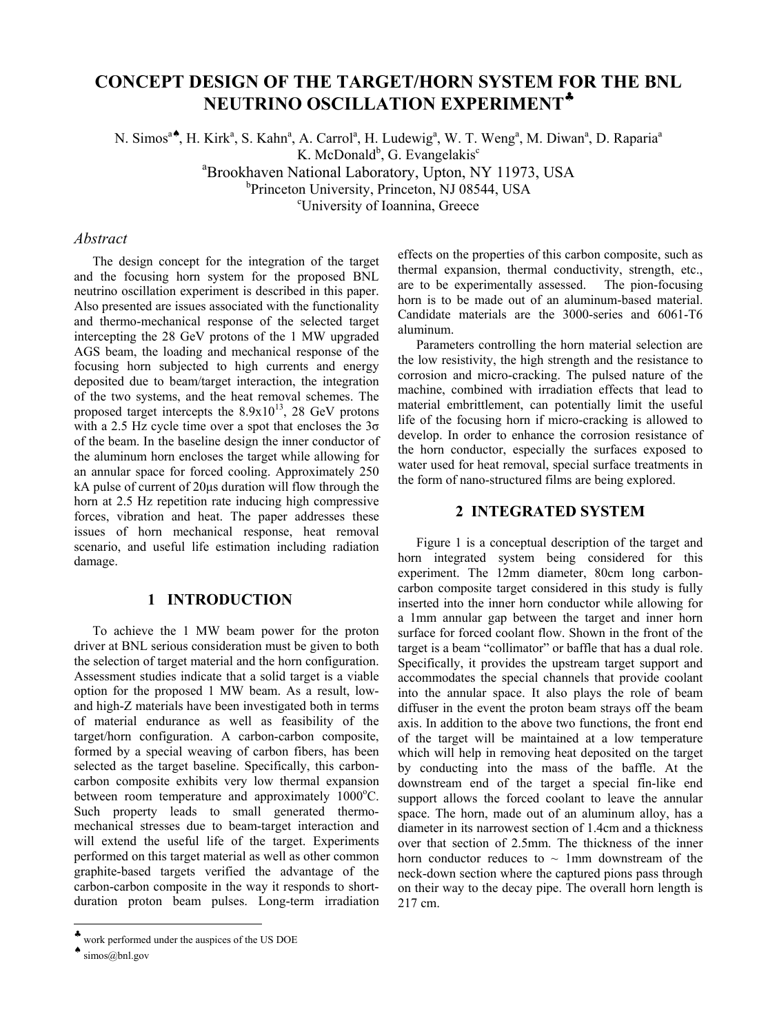# CONCEPT DESIGN OF THE TARGET/HORN SYSTEM FOR THE BNL NEUTRINO OSCILLATION EXPERIMENT[♣]

N. Simos[a♠], H. Kirk[a], S. Kahn[a], A. Carrol[a], H. Ludewig[a], W. T. Weng[a], M. Diwan[a], D. Raparia[a]
K. McDonald[b], G. Evangelakis[c]

[a]Brookhaven National Laboratory, Upton, NY 11973, USA
[b]Princeton University, Princeton, NJ 08544, USA
[c]University of Ioannina, Greece

## *Abstract*

The design concept for the integration of the target and the focusing horn system for the proposed BNL neutrino oscillation experiment is described in this paper. Also presented are issues associated with the functionality and thermo-mechanical response of the selected target intercepting the 28 GeV protons of the 1 MW upgraded AGS beam, the loading and mechanical response of the focusing horn subjected to high currents and energy deposited due to beam/target interaction, the integration of the two systems, and the heat removal schemes. The proposed target intercepts the $8.9 \times 10^{13}$, 28 GeV protons with a 2.5 Hz cycle time over a spot that encloses the $3\sigma$ of the beam. In the baseline design the inner conductor of the aluminum horn encloses the target while allowing for an annular space for forced cooling. Approximately 250 kA pulse of current of 20μs duration will flow through the horn at 2.5 Hz repetition rate inducing high compressive forces, vibration and heat. The paper addresses these issues of horn mechanical response, heat removal scenario, and useful life estimation including radiation damage.

## 1 INTRODUCTION

To achieve the 1 MW beam power for the proton driver at BNL serious consideration must be given to both the selection of target material and the horn configuration. Assessment studies indicate that a solid target is a viable option for the proposed 1 MW beam. As a result, low- and high-Z materials have been investigated both in terms of material endurance as well as feasibility of the target/horn configuration. A carbon-carbon composite, formed by a special weaving of carbon fibers, has been selected as the target baseline. Specifically, this carbon-carbon composite exhibits very low thermal expansion between room temperature and approximately 1000°C. Such property leads to small generated thermo-mechanical stresses due to beam-target interaction and will extend the useful life of the target. Experiments performed on this target material as well as other common graphite-based targets verified the advantage of the carbon-carbon composite in the way it responds to short-duration proton beam pulses. Long-term irradiation effects on the properties of this carbon composite, such as thermal expansion, thermal conductivity, strength, etc., are to be experimentally assessed. The pion-focusing horn is to be made out of an aluminum-based material. Candidate materials are the 3000-series and 6061-T6 aluminum.

Parameters controlling the horn material selection are the low resistivity, the high strength and the resistance to corrosion and micro-cracking. The pulsed nature of the machine, combined with irradiation effects that lead to material embrittlement, can potentially limit the useful life of the focusing horn if micro-cracking is allowed to develop. In order to enhance the corrosion resistance of the horn conductor, especially the surfaces exposed to water used for heat removal, special surface treatments in the form of nano-structured films are being explored.

## 2 INTEGRATED SYSTEM

Figure 1 is a conceptual description of the target and horn integrated system being considered for this experiment. The 12mm diameter, 80cm long carbon-carbon composite target considered in this study is fully inserted into the inner horn conductor while allowing for a 1mm annular gap between the target and inner horn surface for forced coolant flow. Shown in the front of the target is a beam "collimator" or baffle that has a dual role. Specifically, it provides the upstream target support and accommodates the special channels that provide coolant into the annular space. It also plays the role of beam diffuser in the event the proton beam strays off the beam axis. In addition to the above two functions, the front end of the target will be maintained at a low temperature which will help in removing heat deposited on the target by conducting into the mass of the baffle. At the downstream end of the target a special fin-like end support allows the forced coolant to leave the annular space. The horn, made out of an aluminum alloy, has a diameter in its narrowest section of 1.4cm and a thickness over that section of 2.5mm. The thickness of the inner horn conductor reduces to ~ 1mm downstream of the neck-down section where the captured pions pass through on their way to the decay pipe. The overall horn length is 217 cm.

---

[♣] work performed under the auspices of the US DOE

[♠] simos@bnl.gov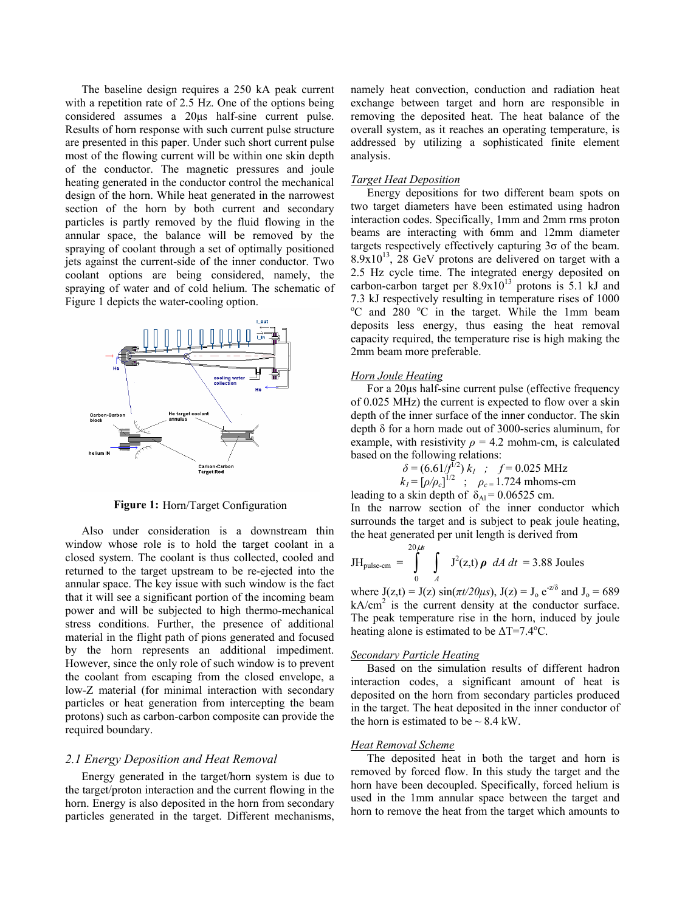The baseline design requires a 250 kA peak current with a repetition rate of 2.5 Hz. One of the options being considered assumes a 20μs half-sine current pulse. Results of horn response with such current pulse structure are presented in this paper. Under such short current pulse most of the flowing current will be within one skin depth of the conductor. The magnetic pressures and joule heating generated in the conductor control the mechanical design of the horn. While heat generated in the narrowest section of the horn by both current and secondary particles is partly removed by the fluid flowing in the annular space, the balance will be removed by the spraying of coolant through a set of optimally positioned jets against the current-side of the inner conductor. Two coolant options are being considered, namely, the spraying of water and of cold helium. The schematic of Figure 1 depicts the water-cooling option.

**Figure 1:** Horn/Target Configuration

Also under consideration is a downstream thin window whose role is to hold the target coolant in a closed system. The coolant is thus collected, cooled and returned to the target upstream to be re-ejected into the annular space. The key issue with such window is the fact that it will see a significant portion of the incoming beam power and will be subjected to high thermo-mechanical stress conditions. Further, the presence of additional material in the flight path of pions generated and focused by the horn represents an additional impediment. However, since the only role of such window is to prevent the coolant from escaping from the closed envelope, a low-Z material (for minimal interaction with secondary particles or heat generation from intercepting the beam protons) such as carbon-carbon composite can provide the required boundary.

## *2.1 Energy Deposition and Heat Removal*

Energy generated in the target/horn system is due to the target/proton interaction and the current flowing in the horn. Energy is also deposited in the horn from secondary particles generated in the target. Different mechanisms, namely heat convection, conduction and radiation heat exchange between target and horn are responsible in removing the deposited heat. The heat balance of the overall system, as it reaches an operating temperature, is addressed by utilizing a sophisticated finite element analysis.

### *Target Heat Deposition*

Energy depositions for two different beam spots on two target diameters have been estimated using hadron interaction codes. Specifically, 1mm and 2mm rms proton beams are interacting with 6mm and 12mm diameter targets respectively effectively capturing 3σ of the beam. $8.9\times10^{13}$, 28 GeV protons are delivered on target with a 2.5 Hz cycle time. The integrated energy deposited on carbon-carbon target per $8.9\times10^{13}$ protons is 5.1 kJ and 7.3 kJ respectively resulting in temperature rises of 1000 °C and 280 °C in the target. While the 1mm beam deposits less energy, thus easing the heat removal capacity required, the temperature rise is high making the 2mm beam more preferable.

### *Horn Joule Heating*

For a 20μs half-sine current pulse (effective frequency of 0.025 MHz) the current is expected to flow over a skin depth of the inner surface of the inner conductor. The skin depth δ for a horn made out of 3000-series aluminum, for example, with resistivity $\rho$ = 4.2 mohm-cm, is calculated based on the following relations:

$$\delta = (6.61/f^{1/2})\,k_1 \quad ; \quad f = 0.025 \text{ MHz}$$

$$k_1 = [\rho/\rho_c]^{1/2} \quad ; \quad \rho_c = 1.724 \text{ mhoms-cm}$$

leading to a skin depth of $\delta_{Al}$ = 0.06525 cm.

In the narrow section of the inner conductor which surrounds the target and is subject to peak joule heating, the heat generated per unit length is derived from

$$JH_{pulse\text{-}cm} = \int_0^{20\mu s} \int_A J^2(z,t)\,\rho \;\, dA\, dt = 3.88 \text{ Joules}$$

where $J(z,t) = J(z)\sin(\pi t/20\mu s)$, $J(z) = J_o e^{-z/\delta}$ and $J_o$ = 689 kA/cm² is the current density at the conductor surface. The peak temperature rise in the horn, induced by joule heating alone is estimated to be ΔT=7.4°C.

### *Secondary Particle Heating*

Based on the simulation results of different hadron interaction codes, a significant amount of heat is deposited on the horn from secondary particles produced in the target. The heat deposited in the inner conductor of the horn is estimated to be ~ 8.4 kW.

### *Heat Removal Scheme*

The deposited heat in both the target and horn is removed by forced flow. In this study the target and the horn have been decoupled. Specifically, forced helium is used in the 1mm annular space between the target and horn to remove the heat from the target which amounts to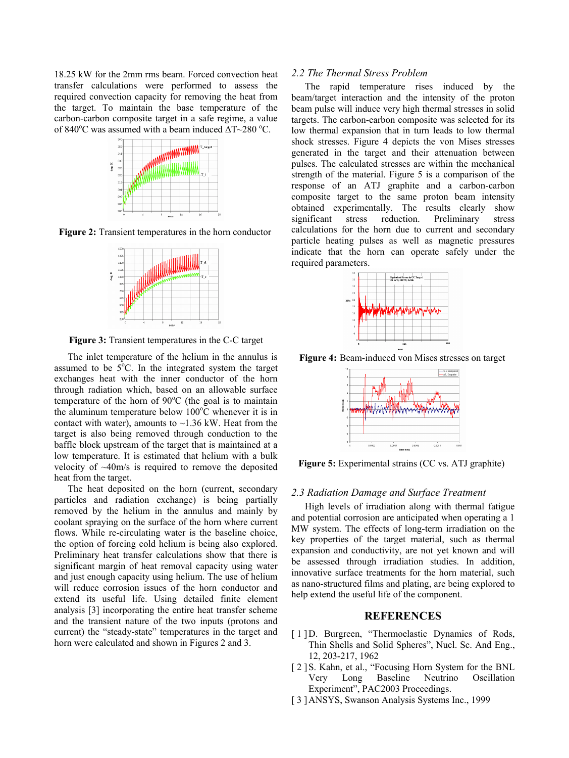18.25 kW for the 2mm rms beam. Forced convection heat transfer calculations were performed to assess the required convection capacity for removing the heat from the target. To maintain the base temperature of the carbon-carbon composite target in a safe regime, a value of 840°C was assumed with a beam induced ΔT~280 °C.

**Figure 2:** Transient temperatures in the horn conductor

**Figure 3:** Transient temperatures in the C-C target

The inlet temperature of the helium in the annulus is assumed to be 5°C. In the integrated system the target exchanges heat with the inner conductor of the horn through radiation which, based on an allowable surface temperature of the horn of 90°C (the goal is to maintain the aluminum temperature below 100°C whenever it is in contact with water), amounts to ~1.36 kW. Heat from the target is also being removed through conduction to the baffle block upstream of the target that is maintained at a low temperature. It is estimated that helium with a bulk velocity of ~40m/s is required to remove the deposited heat from the target.

The heat deposited on the horn (current, secondary particles and radiation exchange) is being partially removed by the helium in the annulus and mainly by coolant spraying on the surface of the horn where current flows. While re-circulating water is the baseline choice, the option of forcing cold helium is being also explored. Preliminary heat transfer calculations show that there is significant margin of heat removal capacity using water and just enough capacity using helium. The use of helium will reduce corrosion issues of the horn conductor and extend its useful life. Using detailed finite element analysis [3] incorporating the entire heat transfer scheme and the transient nature of the two inputs (protons and current) the "steady-state" temperatures in the target and horn were calculated and shown in Figures 2 and 3.

### *2.2 The Thermal Stress Problem*

The rapid temperature rises induced by the beam/target interaction and the intensity of the proton beam pulse will induce very high thermal stresses in solid targets. The carbon-carbon composite was selected for its low thermal expansion that in turn leads to low thermal shock stresses. Figure 4 depicts the von Mises stresses generated in the target and their attenuation between pulses. The calculated stresses are within the mechanical strength of the material. Figure 5 is a comparison of the response of an ATJ graphite and a carbon-carbon composite target to the same proton beam intensity obtained experimentally. The results clearly show significant stress reduction. Preliminary stress calculations for the horn due to current and secondary particle heating pulses as well as magnetic pressures indicate that the horn can operate safely under the required parameters.

**Figure 4:** Beam-induced von Mises stresses on target

**Figure 5:** Experimental strains (CC vs. ATJ graphite)

### *2.3 Radiation Damage and Surface Treatment*

High levels of irradiation along with thermal fatigue and potential corrosion are anticipated when operating a 1 MW system. The effects of long-term irradiation on the key properties of the target material, such as thermal expansion and conductivity, are not yet known and will be assessed through irradiation studies. In addition, innovative surface treatments for the horn material, such as nano-structured films and plating, are being explored to help extend the useful life of the component.

## REFERENCES

[1] D. Burgreen, "Thermoelastic Dynamics of Rods, Thin Shells and Solid Spheres", Nucl. Sc. And Eng., 12, 203-217, 1962

[2] S. Kahn, et al., "Focusing Horn System for the BNL Very Long Baseline Neutrino Oscillation Experiment", PAC2003 Proceedings.

[3] ANSYS, Swanson Analysis Systems Inc., 1999